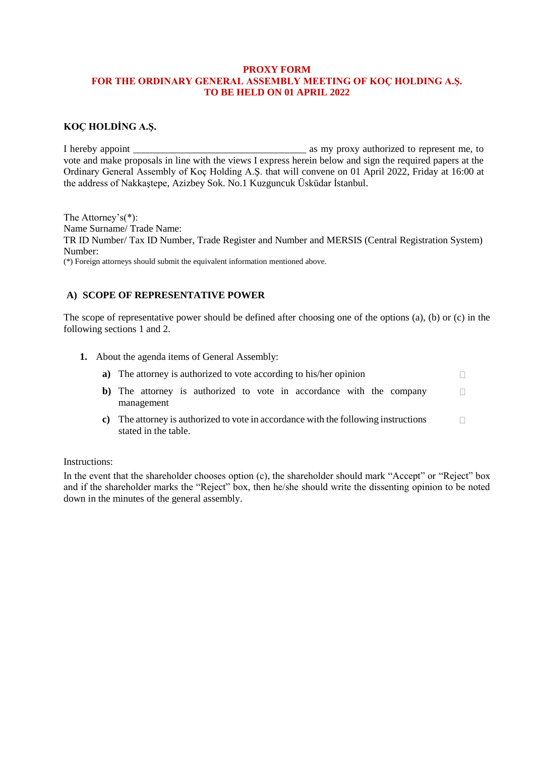**PROXY FORM**
**FOR THE ORDINARY GENERAL ASSEMBLY MEETING OF KOÇ HOLDING A.Ş.**
**TO BE HELD ON 01 APRIL 2022**

**KOÇ HOLDİNG A.Ş.**

I hereby appoint ___________________________________ as my proxy authorized to represent me, to vote and make proposals in line with the views I express herein below and sign the required papers at the Ordinary General Assembly of Koç Holding A.Ş. that will convene on 01 April 2022, Friday at 16:00 at the address of Nakkaştepe, Azizbey Sok. No.1 Kuzguncuk Üsküdar İstanbul.

The Attorney's(*):
Name Surname/ Trade Name:
TR ID Number/ Tax ID Number, Trade Register and Number and MERSIS (Central Registration System) Number:
(*) Foreign attorneys should submit the equivalent information mentioned above.

## A) SCOPE OF REPRESENTATIVE POWER

The scope of representative power should be defined after choosing one of the options (a), (b) or (c) in the following sections 1 and 2.

1. About the agenda items of General Assembly:
   - **a)** The attorney is authorized to vote according to his/her opinion ☐
   - **b)** The attorney is authorized to vote in accordance with the company management ☐
   - **c)** The attorney is authorized to vote in accordance with the following instructions stated in the table. ☐

Instructions:
In the event that the shareholder chooses option (c), the shareholder should mark "Accept" or "Reject" box and if the shareholder marks the "Reject" box, then he/she should write the dissenting opinion to be noted down in the minutes of the general assembly.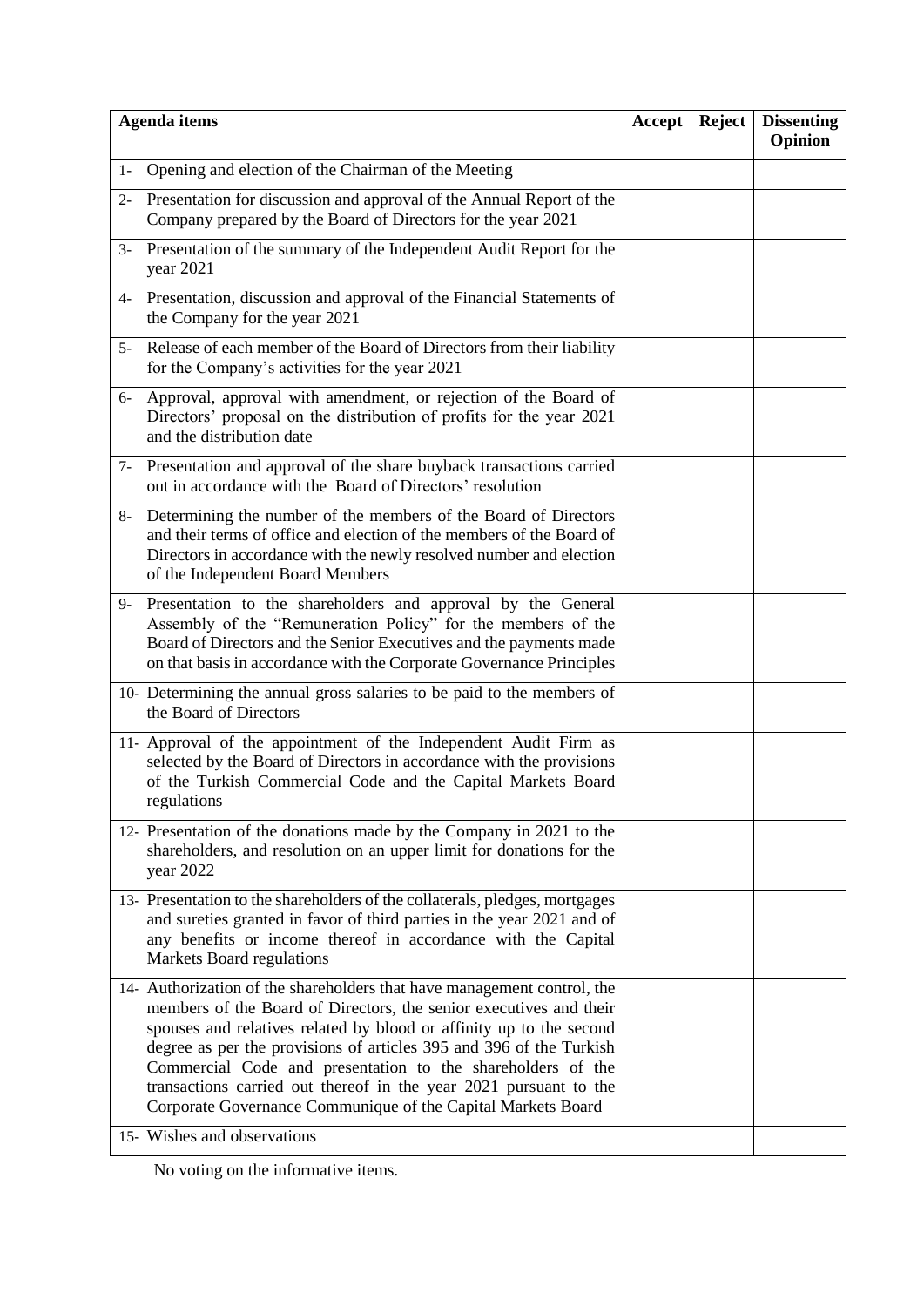| Agenda items | Accept | Reject | Dissenting Opinion |
|---|---|---|---|
| 1- Opening and election of the Chairman of the Meeting | | | |
| 2- Presentation for discussion and approval of the Annual Report of the Company prepared by the Board of Directors for the year 2021 | | | |
| 3- Presentation of the summary of the Independent Audit Report for the year 2021 | | | |
| 4- Presentation, discussion and approval of the Financial Statements of the Company for the year 2021 | | | |
| 5- Release of each member of the Board of Directors from their liability for the Company's activities for the year 2021 | | | |
| 6- Approval, approval with amendment, or rejection of the Board of Directors' proposal on the distribution of profits for the year 2021 and the distribution date | | | |
| 7- Presentation and approval of the share buyback transactions carried out in accordance with the Board of Directors' resolution | | | |
| 8- Determining the number of the members of the Board of Directors and their terms of office and election of the members of the Board of Directors in accordance with the newly resolved number and election of the Independent Board Members | | | |
| 9- Presentation to the shareholders and approval by the General Assembly of the "Remuneration Policy" for the members of the Board of Directors and the Senior Executives and the payments made on that basis in accordance with the Corporate Governance Principles | | | |
| 10- Determining the annual gross salaries to be paid to the members of the Board of Directors | | | |
| 11- Approval of the appointment of the Independent Audit Firm as selected by the Board of Directors in accordance with the provisions of the Turkish Commercial Code and the Capital Markets Board regulations | | | |
| 12- Presentation of the donations made by the Company in 2021 to the shareholders, and resolution on an upper limit for donations for the year 2022 | | | |
| 13- Presentation to the shareholders of the collaterals, pledges, mortgages and sureties granted in favor of third parties in the year 2021 and of any benefits or income thereof in accordance with the Capital Markets Board regulations | | | |
| 14- Authorization of the shareholders that have management control, the members of the Board of Directors, the senior executives and their spouses and relatives related by blood or affinity up to the second degree as per the provisions of articles 395 and 396 of the Turkish Commercial Code and presentation to the shareholders of the transactions carried out thereof in the year 2021 pursuant to the Corporate Governance Communique of the Capital Markets Board | | | |
| 15- Wishes and observations | | | |

No voting on the informative items.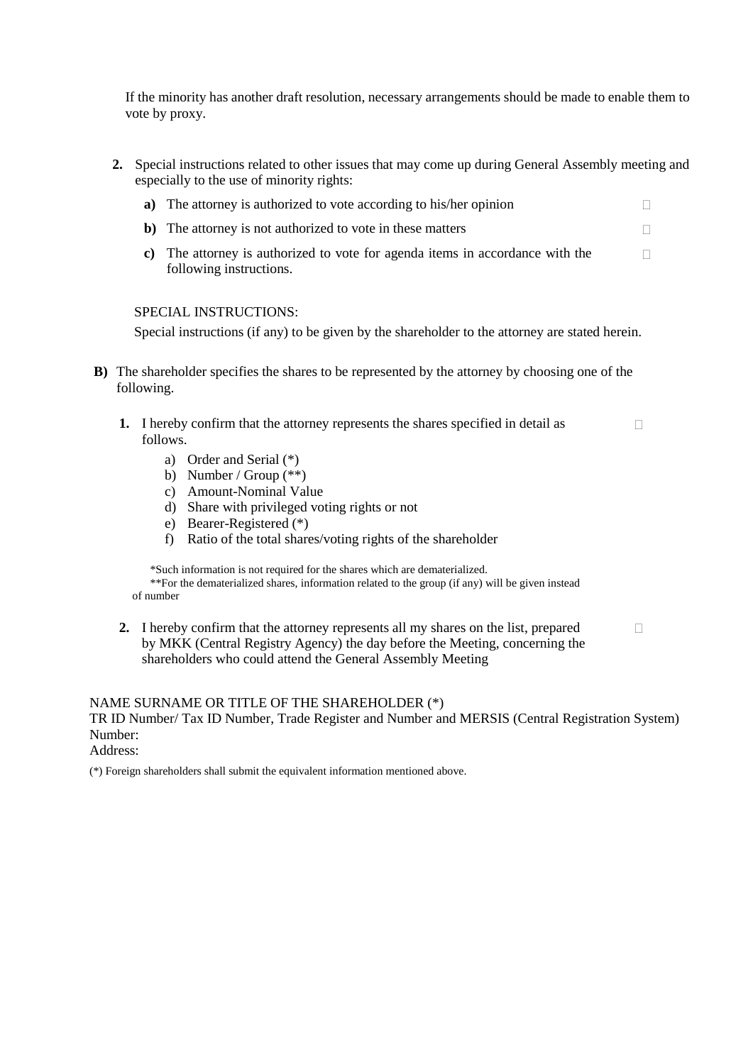If the minority has another draft resolution, necessary arrangements should be made to enable them to vote by proxy.

2. Special instructions related to other issues that may come up during General Assembly meeting and especially to the use of minority rights:

   **a)** The attorney is authorized to vote according to his/her opinion ☐

   **b)** The attorney is not authorized to vote in these matters ☐

   **c)** The attorney is authorized to vote for agenda items in accordance with the following instructions. ☐

   SPECIAL INSTRUCTIONS:

   Special instructions (if any) to be given by the shareholder to the attorney are stated herein.

**B)** The shareholder specifies the shares to be represented by the attorney by choosing one of the following.

1. I hereby confirm that the attorney represents the shares specified in detail as follows. ☐

   a) Order and Serial (*)
   b) Number / Group (**)
   c) Amount-Nominal Value
   d) Share with privileged voting rights or not
   e) Bearer-Registered (*)
   f) Ratio of the total shares/voting rights of the shareholder

   *Such information is not required for the shares which are dematerialized.
   **For the dematerialized shares, information related to the group (if any) will be given instead of number

2. I hereby confirm that the attorney represents all my shares on the list, prepared by MKK (Central Registry Agency) the day before the Meeting, concerning the shareholders who could attend the General Assembly Meeting ☐

NAME SURNAME OR TITLE OF THE SHAREHOLDER (*)
TR ID Number/ Tax ID Number, Trade Register and Number and MERSIS (Central Registration System) Number:
Address:

(*) Foreign shareholders shall submit the equivalent information mentioned above.